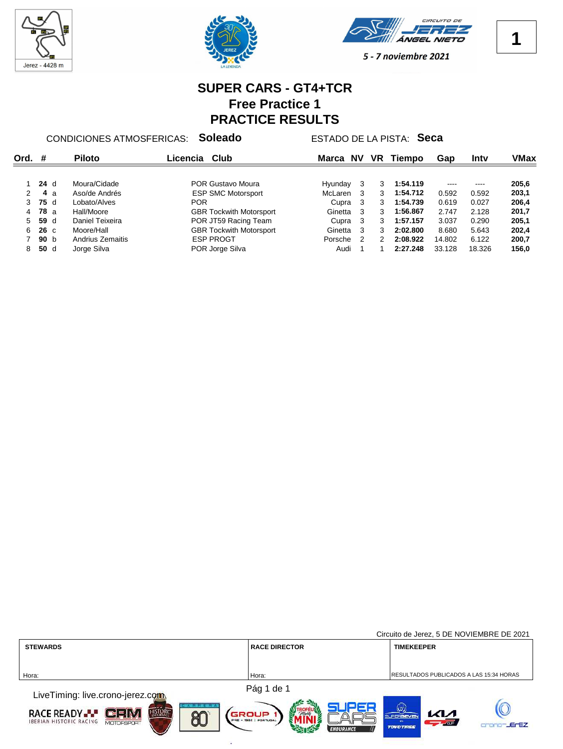Jerez - 4428 m

CIRCUITO DE JEREZ ÁNGEL NIETO

*5 - 7 noviembre 2021*

**1**

# SUPER CARS - GT4+TCR
## Free Practice 1
## PRACTICE RESULTS

CONDICIONES ATMOSFERICAS: **Soleado** ESTADO DE LA PISTA: **Seca**

| Ord. | # | | Piloto | Licencia | Club | Marca | NV | VR | Tiempo | Gap | Intv | VMax |
|---|---|---|---|---|---|---|---|---|---|---|---|---|
| 1 | **24** | d | Moura/Cidade | POR | Gustavo Moura | Hyunday | 3 | 3 | **1:54.119** | ---- | ---- | **205,6** |
| 2 | **4** | a | Aso/de Andrés | ESP | SMC Motorsport | McLaren | 3 | 3 | **1:54.712** | 0.592 | 0.592 | **203,1** |
| 3 | **75** | d | Lobato/Alves | POR | | Cupra | 3 | 3 | **1:54.739** | 0.619 | 0.027 | **206,4** |
| 4 | **78** | a | Hall/Moore | GBR | Tockwith Motorsport | Ginetta | 3 | 3 | **1:56.867** | 2.747 | 2.128 | **201,7** |
| 5 | **59** | d | Daniel Teixeira | POR | JT59 Racing Team | Cupra | 3 | 3 | **1:57.157** | 3.037 | 0.290 | **205,1** |
| 6 | **26** | c | Moore/Hall | GBR | Tockwith Motorsport | Ginetta | 3 | 3 | **2:02.800** | 8.680 | 5.643 | **202,4** |
| 7 | **90** | b | Andrius Zemaitis | ESP | PROGT | Porsche | 2 | 2 | **2:08.922** | 14.802 | 6.122 | **200,7** |
| 8 | **50** | d | Jorge Silva | POR | Jorge Silva | Audi | 1 | 1 | **2:27.248** | 33.128 | 18.326 | **156,0** |

Circuito de Jerez, 5 DE NOVIEMBRE DE 2021

| STEWARDS | RACE DIRECTOR | TIMEKEEPER |
|---|---|---|
| Hora: | Hora: | RESULTADOS PUBLICADOS A LAS 15:34 HORAS |

LiveTiming: live.crono-jerez.com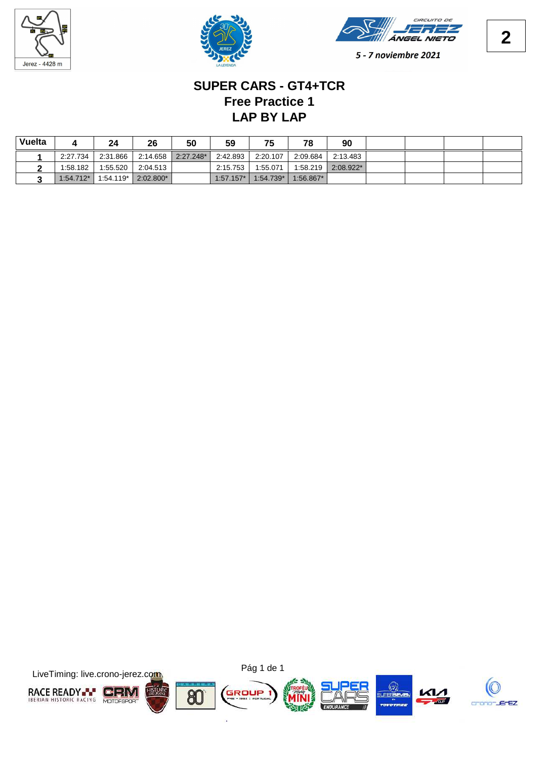# SUPER CARS - GT4+TCR
## Free Practice 1
## LAP BY LAP

| Vuelta | 4 | 24 | 26 | 50 | 59 | 75 | 78 | 90 | | | | |
|---|---|---|---|---|---|---|---|---|---|---|---|---|
| 1 | 2:27.734 | 2:31.866 | 2:14.658 | 2:27.248* | 2:42.893 | 2:20.107 | 2:09.684 | 2:13.483 | | | | |
| 2 | 1:58.182 | 1:55.520 | 2:04.513 | | 2:15.753 | 1:55.071 | 1:58.219 | 2:08.922* | | | | |
| 3 | 1:54.712* | 1:54.119* | 2:02.800* | | 1:57.157* | 1:54.739* | 1:56.867* | | | | | |

LiveTiming: live.crono-jerez.com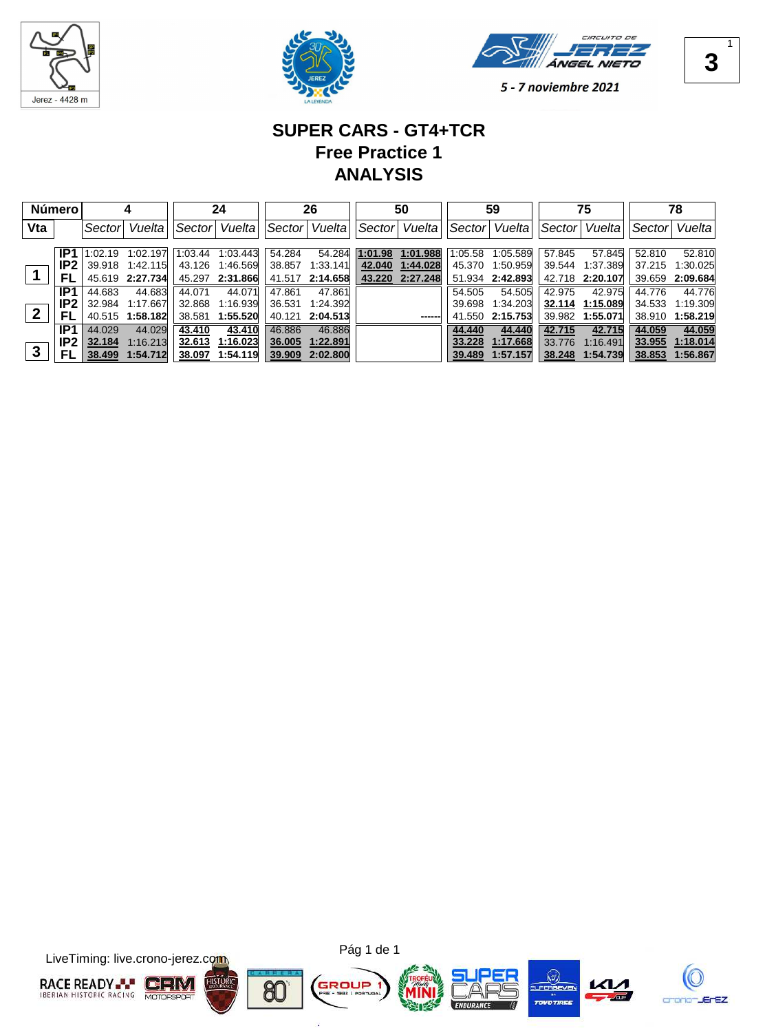5 - 7 noviembre 2021

# SUPER CARS - GT4+TCR
## Free Practice 1
## ANALYSIS

| Número | | 4 | | 24 | | 26 | | 50 | | 59 | | 75 | | 78 | |
|---|---|---|---|---|---|---|---|---|---|---|---|---|---|---|---|
| Vta | | Sector | Vuelta | Sector | Vuelta | Sector | Vuelta | Sector | Vuelta | Sector | Vuelta | Sector | Vuelta | Sector | Vuelta |
| 1 | IP1 | 1:02.19 | 1:02.197 | 1:03.44 | 1:03.443 | 54.284 | 54.284 | 1:01.98 | 1:01.988 | 1:05.58 | 1:05.589 | 57.845 | 57.845 | 52.810 | 52.810 |
| | IP2 | 39.918 | 1:42.115 | 43.126 | 1:46.569 | 38.857 | 1:33.141 | 42.040 | 1:44.028 | 45.370 | 1:50.959 | 39.544 | 1:37.389 | 37.215 | 1:30.025 |
| | FL | 45.619 | **2:27.734** | 45.297 | **2:31.866** | 41.517 | **2:14.658** | 43.220 | **2:27.248** | 51.934 | **2:42.893** | 42.718 | **2:20.107** | 39.659 | **2:09.684** |
| 2 | IP1 | 44.683 | 44.683 | 44.071 | 44.071 | 47.861 | 47.861 | | | 54.505 | 54.505 | 42.975 | 42.975 | 44.776 | 44.776 |
| | IP2 | 32.984 | 1:17.667 | 32.868 | 1:16.939 | 36.531 | 1:24.392 | | | 39.698 | 1:34.203 | 32.114 | 1:15.089 | 34.533 | 1:19.309 |
| | FL | 40.515 | **1:58.182** | 38.581 | **1:55.520** | 40.121 | **2:04.513** | | ------ | 41.550 | **2:15.753** | 39.982 | **1:55.071** | 38.910 | **1:58.219** |
| 3 | IP1 | 44.029 | 44.029 | 43.410 | 43.410 | 46.886 | 46.886 | | | 44.440 | 44.440 | 42.715 | 42.715 | 44.059 | 44.059 |
| | IP2 | 32.184 | 1:16.213 | 32.613 | 1:16.023 | 36.005 | 1:22.891 | | | 33.228 | 1:17.668 | 33.776 | 1:16.491 | 33.955 | 1:18.014 |
| | FL | 38.499 | **1:54.712** | 38.097 | **1:54.119** | 39.909 | **2:02.800** | | | 39.489 | **1:57.157** | 38.248 | **1:54.739** | 38.853 | **1:56.867** |

LiveTiming: live.crono-jerez.com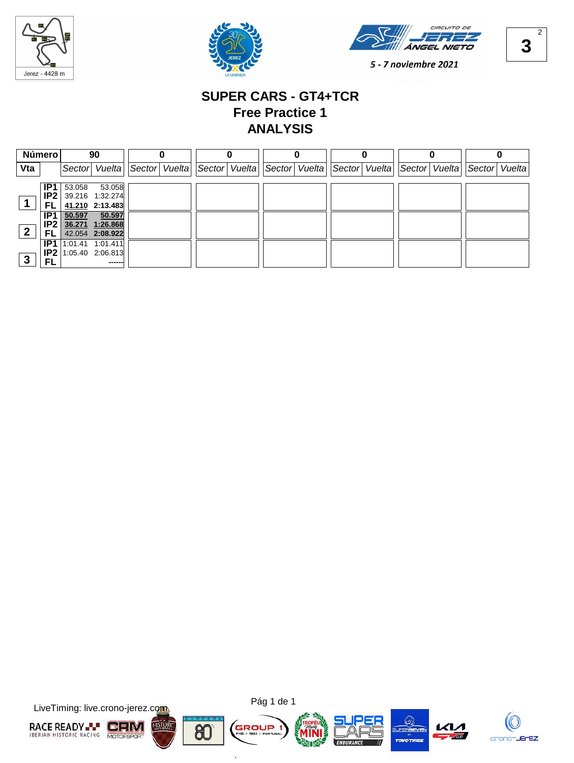3

## SUPER CARS - GT4+TCR
## Free Practice 1
## ANALYSIS

Circuito de Jerez Ángel Nieto — 5 - 7 noviembre 2021

Jerez - 4428 m

| Número | | 90 | | 0 | | 0 | | 0 | | 0 | | 0 | | 0 | |
|---|---|---|---|---|---|---|---|---|---|---|---|---|---|---|---|
| Vta | | Sector | Vuelta | Sector | Vuelta | Sector | Vuelta | Sector | Vuelta | Sector | Vuelta | Sector | Vuelta | Sector | Vuelta |
| 1 | IP1 | 53.058 | 53.058 | | | | | | | | | | | | |
| | IP2 | 39.216 | 1:32.274 | | | | | | | | | | | | |
| | FL | **41.210** | **2:13.483** | | | | | | | | | | | | |
| 2 | IP1 | **50.597** | **50.597** | | | | | | | | | | | | |
| | IP2 | **36.271** | **1:26.868** | | | | | | | | | | | | |
| | FL | 42.054 | **2:08.922** | | | | | | | | | | | | |
| 3 | IP1 | 1:01.41 | 1:01.411 | | | | | | | | | | | | |
| | IP2 | 1:05.40 | 2:06.813 | | | | | | | | | | | | |
| | FL | | ------ | | | | | | | | | | | | |

LiveTiming: live.crono-jerez.com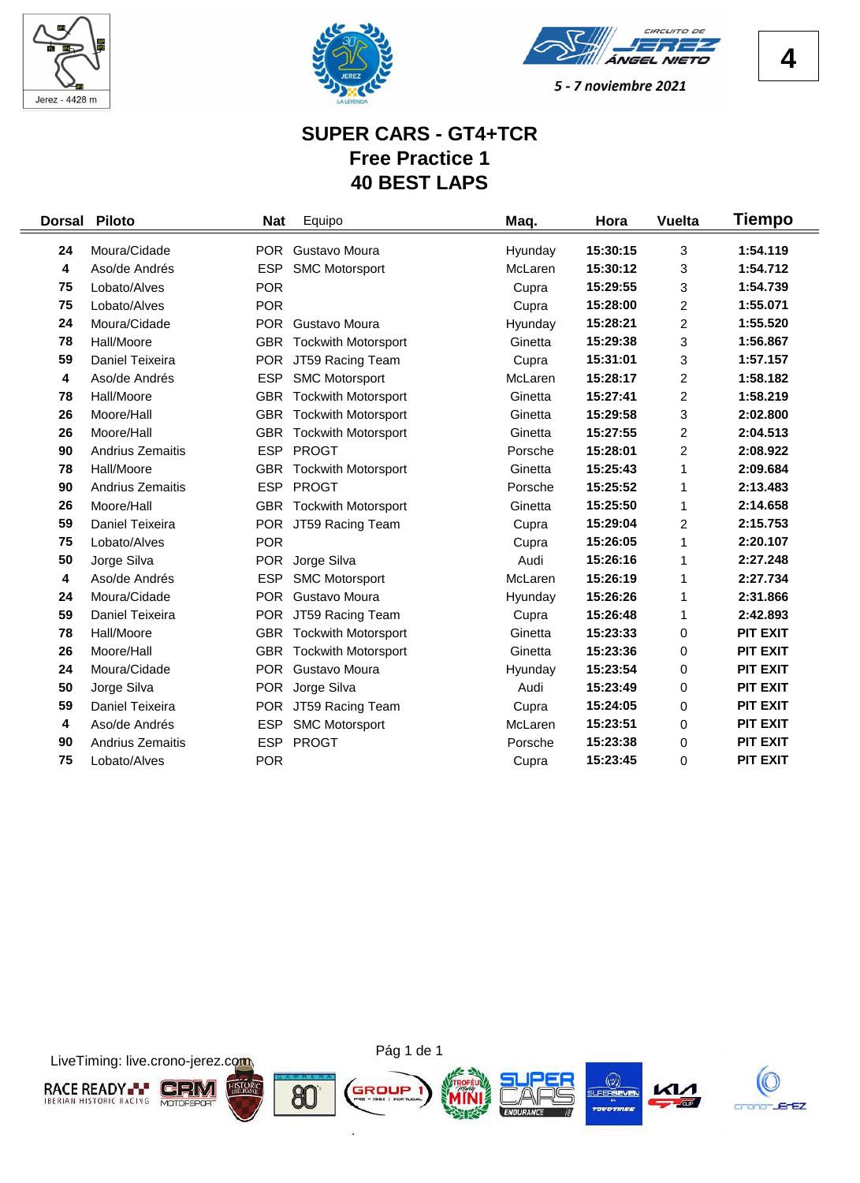Jerez - 4428 m

CIRCUITO DE JEREZ ÁNGEL NIETO

*5 - 7 noviembre 2021*

# SUPER CARS - GT4+TCR
## Free Practice 1
## 40 BEST LAPS

| Dorsal | Piloto | Nat | Equipo | Maq. | Hora | Vuelta | Tiempo |
|---|---|---|---|---|---|---|---|
| 24 | Moura/Cidade | POR | Gustavo Moura | Hyunday | 15:30:15 | 3 | 1:54.119 |
| 4 | Aso/de Andrés | ESP | SMC Motorsport | McLaren | 15:30:12 | 3 | 1:54.712 |
| 75 | Lobato/Alves | POR | | Cupra | 15:29:55 | 3 | 1:54.739 |
| 75 | Lobato/Alves | POR | | Cupra | 15:28:00 | 2 | 1:55.071 |
| 24 | Moura/Cidade | POR | Gustavo Moura | Hyunday | 15:28:21 | 2 | 1:55.520 |
| 78 | Hall/Moore | GBR | Tockwith Motorsport | Ginetta | 15:29:38 | 3 | 1:56.867 |
| 59 | Daniel Teixeira | POR | JT59 Racing Team | Cupra | 15:31:01 | 3 | 1:57.157 |
| 4 | Aso/de Andrés | ESP | SMC Motorsport | McLaren | 15:28:17 | 2 | 1:58.182 |
| 78 | Hall/Moore | GBR | Tockwith Motorsport | Ginetta | 15:27:41 | 2 | 1:58.219 |
| 26 | Moore/Hall | GBR | Tockwith Motorsport | Ginetta | 15:29:58 | 3 | 2:02.800 |
| 26 | Moore/Hall | GBR | Tockwith Motorsport | Ginetta | 15:27:55 | 2 | 2:04.513 |
| 90 | Andrius Zemaitis | ESP | PROGT | Porsche | 15:28:01 | 2 | 2:08.922 |
| 78 | Hall/Moore | GBR | Tockwith Motorsport | Ginetta | 15:25:43 | 1 | 2:09.684 |
| 90 | Andrius Zemaitis | ESP | PROGT | Porsche | 15:25:52 | 1 | 2:13.483 |
| 26 | Moore/Hall | GBR | Tockwith Motorsport | Ginetta | 15:25:50 | 1 | 2:14.658 |
| 59 | Daniel Teixeira | POR | JT59 Racing Team | Cupra | 15:29:04 | 2 | 2:15.753 |
| 75 | Lobato/Alves | POR | | Cupra | 15:26:05 | 1 | 2:20.107 |
| 50 | Jorge Silva | POR | Jorge Silva | Audi | 15:26:16 | 1 | 2:27.248 |
| 4 | Aso/de Andrés | ESP | SMC Motorsport | McLaren | 15:26:19 | 1 | 2:27.734 |
| 24 | Moura/Cidade | POR | Gustavo Moura | Hyunday | 15:26:26 | 1 | 2:31.866 |
| 59 | Daniel Teixeira | POR | JT59 Racing Team | Cupra | 15:26:48 | 1 | 2:42.893 |
| 78 | Hall/Moore | GBR | Tockwith Motorsport | Ginetta | 15:23:33 | 0 | PIT EXIT |
| 26 | Moore/Hall | GBR | Tockwith Motorsport | Ginetta | 15:23:36 | 0 | PIT EXIT |
| 24 | Moura/Cidade | POR | Gustavo Moura | Hyunday | 15:23:54 | 0 | PIT EXIT |
| 50 | Jorge Silva | POR | Jorge Silva | Audi | 15:23:49 | 0 | PIT EXIT |
| 59 | Daniel Teixeira | POR | JT59 Racing Team | Cupra | 15:24:05 | 0 | PIT EXIT |
| 4 | Aso/de Andrés | ESP | SMC Motorsport | McLaren | 15:23:51 | 0 | PIT EXIT |
| 90 | Andrius Zemaitis | ESP | PROGT | Porsche | 15:23:38 | 0 | PIT EXIT |
| 75 | Lobato/Alves | POR | | Cupra | 15:23:45 | 0 | PIT EXIT |

LiveTiming: live.crono-jerez.com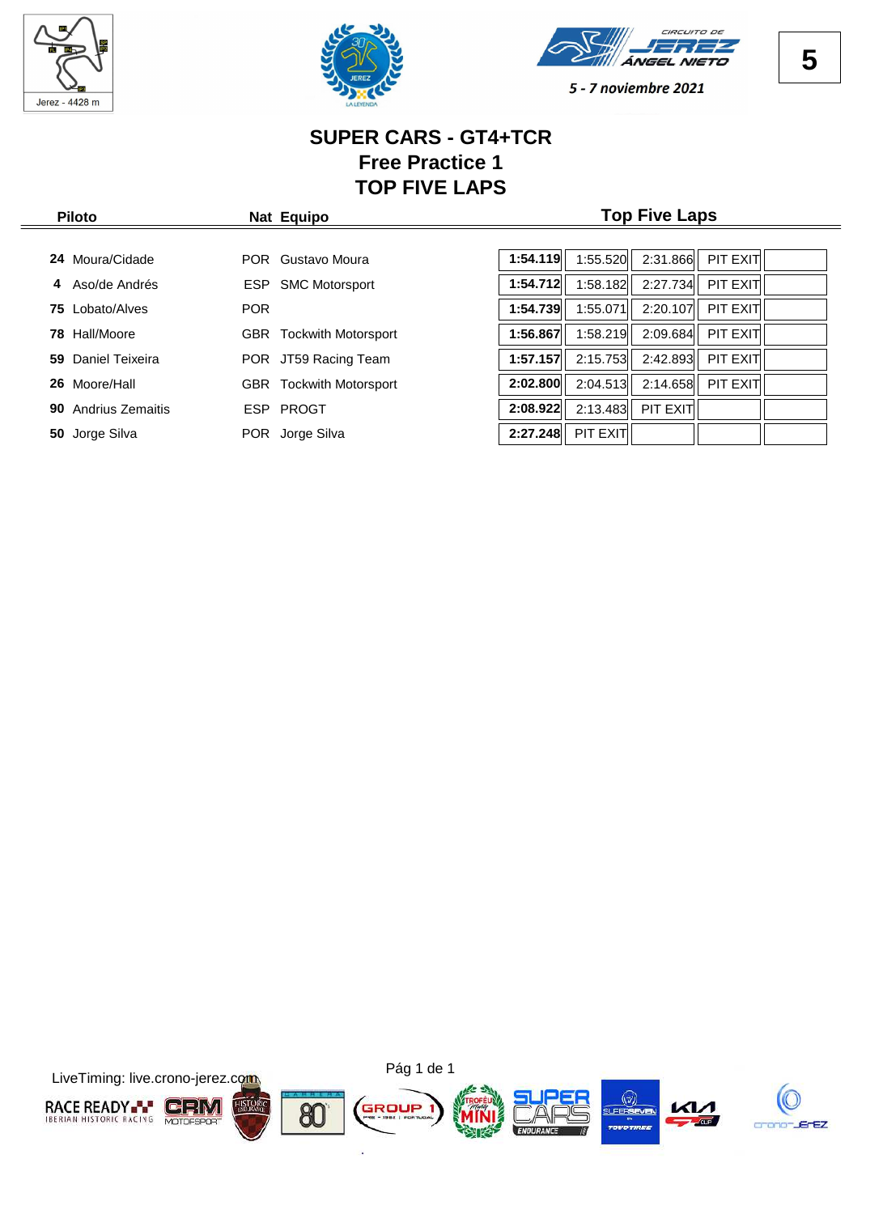5 - 7 noviembre 2021

# SUPER CARS - GT4+TCR
## Free Practice 1
## TOP FIVE LAPS

| | Piloto | Nat | Equipo | Top Five Laps | | | | |
|---|---|---|---|---|---|---|---|---|
| 24 | Moura/Cidade | POR | Gustavo Moura | **1:54.119** | 1:55.520 | 2:31.866 | PIT EXIT | |
| 4 | Aso/de Andrés | ESP | SMC Motorsport | **1:54.712** | 1:58.182 | 2:27.734 | PIT EXIT | |
| 75 | Lobato/Alves | POR | | **1:54.739** | 1:55.071 | 2:20.107 | PIT EXIT | |
| 78 | Hall/Moore | GBR | Tockwith Motorsport | **1:56.867** | 1:58.219 | 2:09.684 | PIT EXIT | |
| 59 | Daniel Teixeira | POR | JT59 Racing Team | **1:57.157** | 2:15.753 | 2:42.893 | PIT EXIT | |
| 26 | Moore/Hall | GBR | Tockwith Motorsport | **2:02.800** | 2:04.513 | 2:14.658 | PIT EXIT | |
| 90 | Andrius Zemaitis | ESP | PROGT | **2:08.922** | 2:13.483 | PIT EXIT | | |
| 50 | Jorge Silva | POR | Jorge Silva | **2:27.248** | PIT EXIT | | | |

LiveTiming: live.crono-jerez.com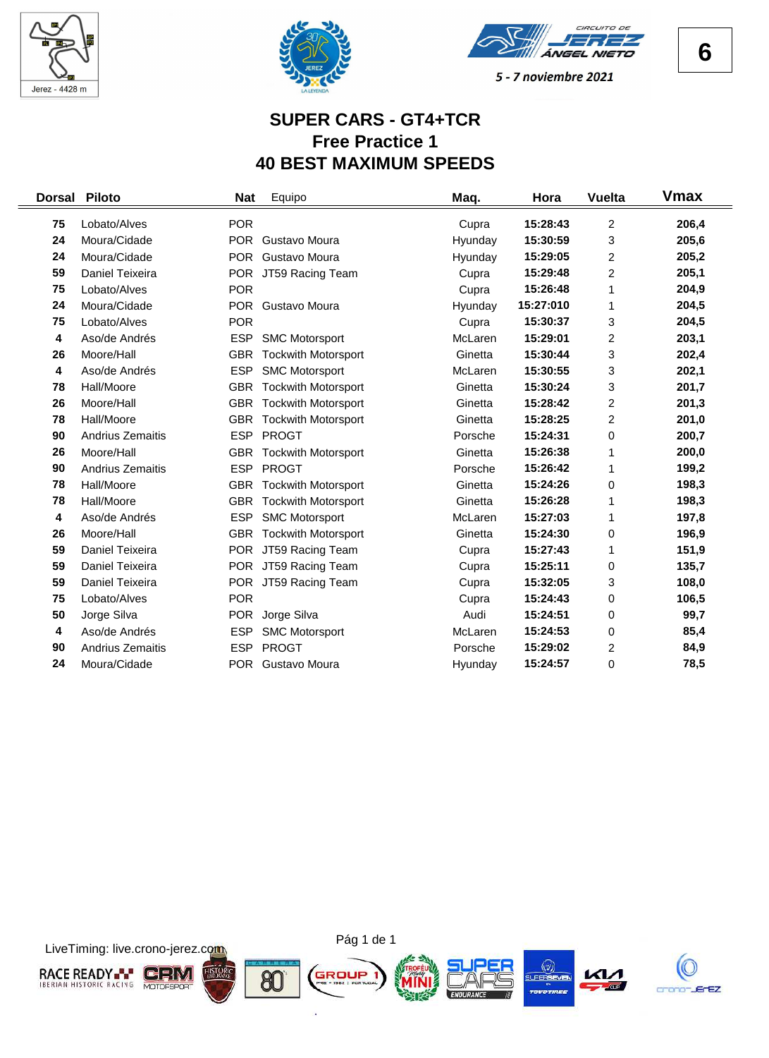Jerez - 4428 m

5 - 7 noviembre 2021

# SUPER CARS - GT4+TCR
## Free Practice 1
## 40 BEST MAXIMUM SPEEDS

| Dorsal | Piloto | Nat | Equipo | Maq. | Hora | Vuelta | Vmax |
|---|---|---|---|---|---|---|---|
| 75 | Lobato/Alves | POR | | Cupra | 15:28:43 | 2 | 206,4 |
| 24 | Moura/Cidade | POR | Gustavo Moura | Hyunday | 15:30:59 | 3 | 205,6 |
| 24 | Moura/Cidade | POR | Gustavo Moura | Hyunday | 15:29:05 | 2 | 205,2 |
| 59 | Daniel Teixeira | POR | JT59 Racing Team | Cupra | 15:29:48 | 2 | 205,1 |
| 75 | Lobato/Alves | POR | | Cupra | 15:26:48 | 1 | 204,9 |
| 24 | Moura/Cidade | POR | Gustavo Moura | Hyunday | 15:27:010 | 1 | 204,5 |
| 75 | Lobato/Alves | POR | | Cupra | 15:30:37 | 3 | 204,5 |
| 4 | Aso/de Andrés | ESP | SMC Motorsport | McLaren | 15:29:01 | 2 | 203,1 |
| 26 | Moore/Hall | GBR | Tockwith Motorsport | Ginetta | 15:30:44 | 3 | 202,4 |
| 4 | Aso/de Andrés | ESP | SMC Motorsport | McLaren | 15:30:55 | 3 | 202,1 |
| 78 | Hall/Moore | GBR | Tockwith Motorsport | Ginetta | 15:30:24 | 3 | 201,7 |
| 26 | Moore/Hall | GBR | Tockwith Motorsport | Ginetta | 15:28:42 | 2 | 201,3 |
| 78 | Hall/Moore | GBR | Tockwith Motorsport | Ginetta | 15:28:25 | 2 | 201,0 |
| 90 | Andrius Zemaitis | ESP | PROGT | Porsche | 15:24:31 | 0 | 200,7 |
| 26 | Moore/Hall | GBR | Tockwith Motorsport | Ginetta | 15:26:38 | 1 | 200,0 |
| 90 | Andrius Zemaitis | ESP | PROGT | Porsche | 15:26:42 | 1 | 199,2 |
| 78 | Hall/Moore | GBR | Tockwith Motorsport | Ginetta | 15:24:26 | 0 | 198,3 |
| 78 | Hall/Moore | GBR | Tockwith Motorsport | Ginetta | 15:26:28 | 1 | 198,3 |
| 4 | Aso/de Andrés | ESP | SMC Motorsport | McLaren | 15:27:03 | 1 | 197,8 |
| 26 | Moore/Hall | GBR | Tockwith Motorsport | Ginetta | 15:24:30 | 0 | 196,9 |
| 59 | Daniel Teixeira | POR | JT59 Racing Team | Cupra | 15:27:43 | 1 | 151,9 |
| 59 | Daniel Teixeira | POR | JT59 Racing Team | Cupra | 15:25:11 | 0 | 135,7 |
| 59 | Daniel Teixeira | POR | JT59 Racing Team | Cupra | 15:32:05 | 3 | 108,0 |
| 75 | Lobato/Alves | POR | | Cupra | 15:24:43 | 0 | 106,5 |
| 50 | Jorge Silva | POR | Jorge Silva | Audi | 15:24:51 | 0 | 99,7 |
| 4 | Aso/de Andrés | ESP | SMC Motorsport | McLaren | 15:24:53 | 0 | 85,4 |
| 90 | Andrius Zemaitis | ESP | PROGT | Porsche | 15:29:02 | 2 | 84,9 |
| 24 | Moura/Cidade | POR | Gustavo Moura | Hyunday | 15:24:57 | 0 | 78,5 |

LiveTiming: live.crono-jerez.com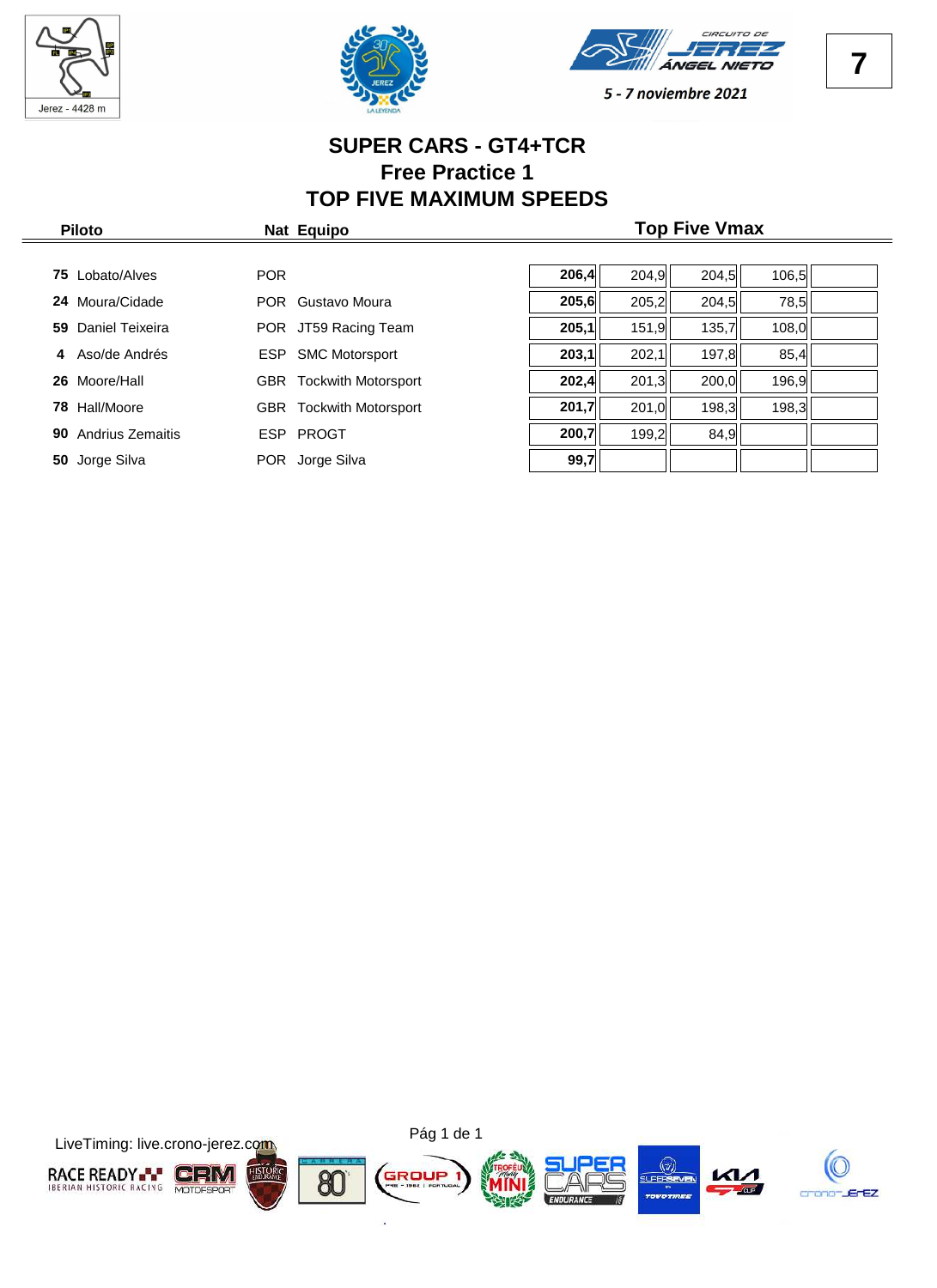Jerez - 4428 m

CIRCUITO DE JEREZ ÁNGEL NIETO

5 - 7 noviembre 2021

7

## SUPER CARS - GT4+TCR
## Free Practice 1
## TOP FIVE MAXIMUM SPEEDS

| Piloto | | Nat | Equipo | Top Five Vmax | | | | |
|---|---|---|---|---|---|---|---|---|
| **75** | Lobato/Alves | POR | | **206,4** | 204,9 | 204,5 | 106,5 | |
| **24** | Moura/Cidade | POR | Gustavo Moura | **205,6** | 205,2 | 204,5 | 78,5 | |
| **59** | Daniel Teixeira | POR | JT59 Racing Team | **205,1** | 151,9 | 135,7 | 108,0 | |
| **4** | Aso/de Andrés | ESP | SMC Motorsport | **203,1** | 202,1 | 197,8 | 85,4 | |
| **26** | Moore/Hall | GBR | Tockwith Motorsport | **202,4** | 201,3 | 200,0 | 196,9 | |
| **78** | Hall/Moore | GBR | Tockwith Motorsport | **201,7** | 201,0 | 198,3 | 198,3 | |
| **90** | Andrius Zemaitis | ESP | PROGT | **200,7** | 199,2 | 84,9 | | |
| **50** | Jorge Silva | POR | Jorge Silva | **99,7** | | | | |

LiveTiming: live.crono-jerez.com